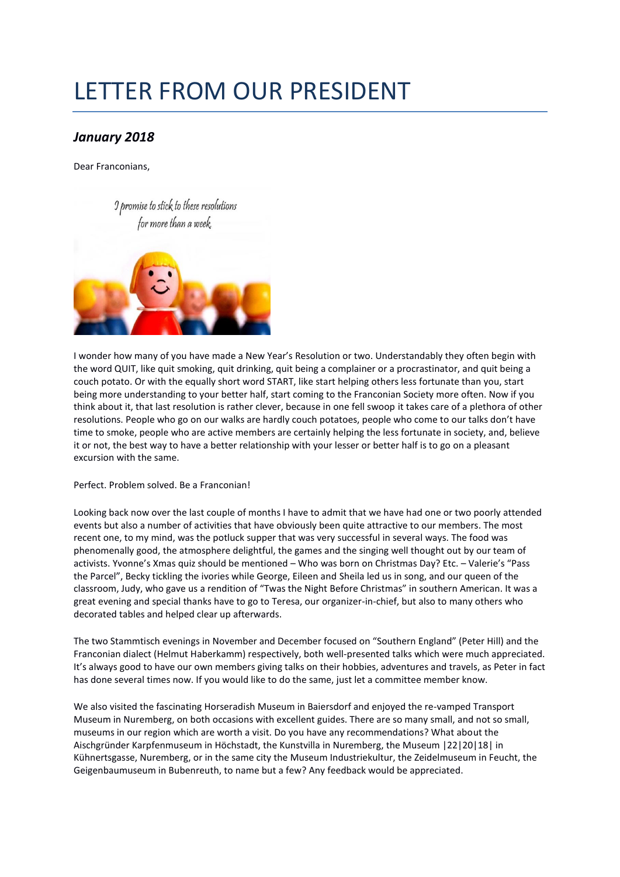# LETTER FROM OUR PRESIDENT

## *January 2018*

Dear Franconians,

I wonder how many of you have made a New Year's Resolution or two. Understandably they often begin with the word QUIT, like quit smoking, quit drinking, quit being a complainer or a procrastinator, and quit being a couch potato. Or with the equally short word START, like start helping others less fortunate than you, start being more understanding to your better half, start coming to the Franconian Society more often. Now if you think about it, that last resolution is rather clever, because in one fell swoop it takes care of a plethora of other resolutions. People who go on our walks are hardly couch potatoes, people who come to our talks don't have time to smoke, people who are active members are certainly helping the less fortunate in society, and, believe it or not, the best way to have a better relationship with your lesser or better half is to go on a pleasant excursion with the same.

Perfect. Problem solved. Be a Franconian!

Looking back now over the last couple of months I have to admit that we have had one or two poorly attended events but also a number of activities that have obviously been quite attractive to our members. The most recent one, to my mind, was the potluck supper that was very successful in several ways. The food was phenomenally good, the atmosphere delightful, the games and the singing well thought out by our team of activists. Yvonne's Xmas quiz should be mentioned – Who was born on Christmas Day? Etc. – Valerie's "Pass the Parcel", Becky tickling the ivories while George, Eileen and Sheila led us in song, and our queen of the classroom, Judy, who gave us a rendition of "Twas the Night Before Christmas" in southern American. It was a great evening and special thanks have to go to Teresa, our organizer-in-chief, but also to many others who decorated tables and helped clear up afterwards.

The two Stammtisch evenings in November and December focused on "Southern England" (Peter Hill) and the Franconian dialect (Helmut Haberkamm) respectively, both well-presented talks which were much appreciated. It's always good to have our own members giving talks on their hobbies, adventures and travels, as Peter in fact has done several times now. If you would like to do the same, just let a committee member know.

We also visited the fascinating Horseradish Museum in Baiersdorf and enjoyed the re-vamped Transport Museum in Nuremberg, on both occasions with excellent guides. There are so many small, and not so small, museums in our region which are worth a visit. Do you have any recommendations? What about the Aischgründer Karpfenmuseum in Höchstadt, the Kunstvilla in Nuremberg, the Museum |22|20|18| in Kühnertsgasse, Nuremberg, or in the same city the Museum Industriekultur, the Zeidelmuseum in Feucht, the Geigenbaumuseum in Bubenreuth, to name but a few? Any feedback would be appreciated.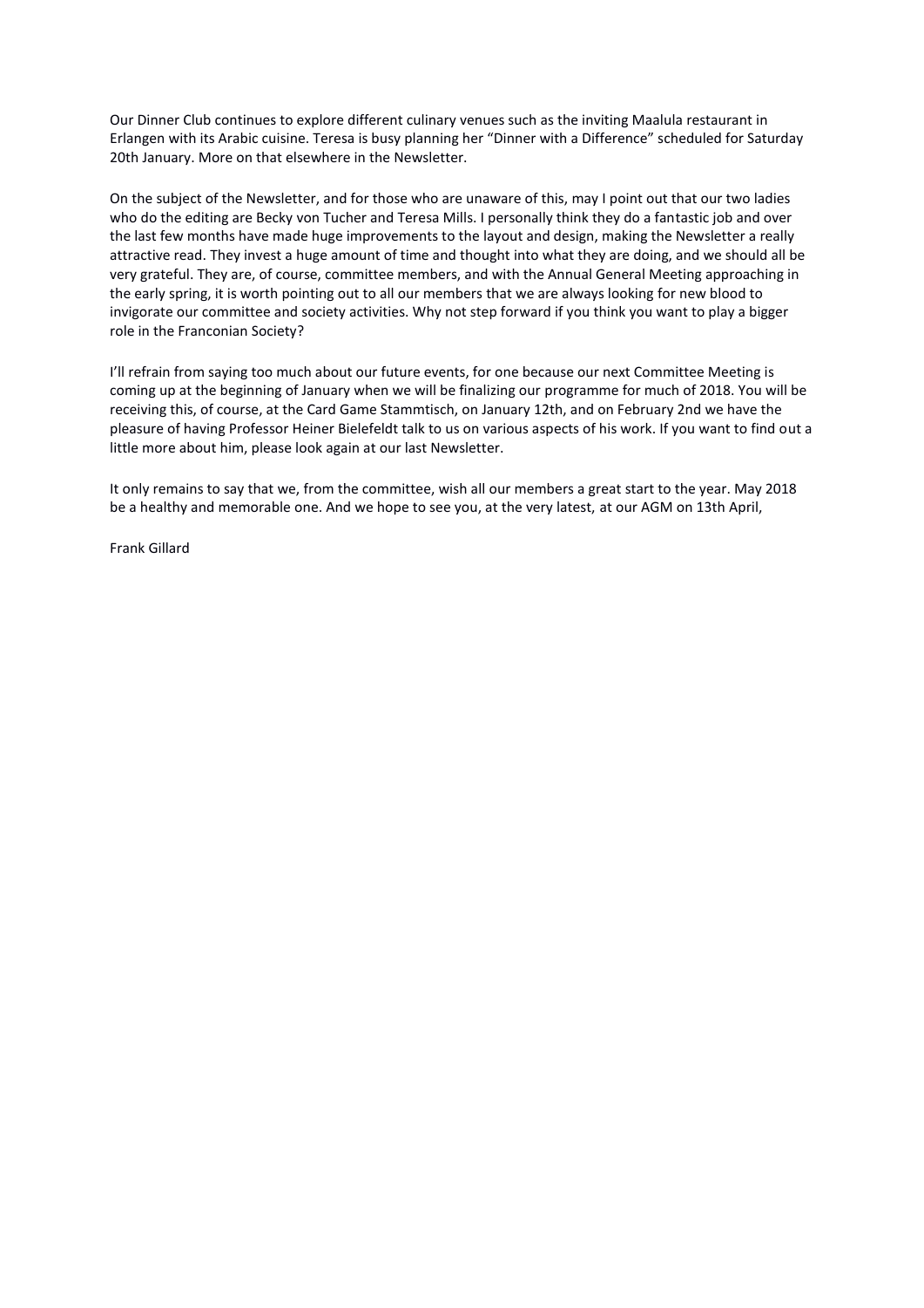Our Dinner Club continues to explore different culinary venues such as the inviting Maalula restaurant in Erlangen with its Arabic cuisine. Teresa is busy planning her "Dinner with a Difference" scheduled for Saturday 20th January. More on that elsewhere in the Newsletter.

On the subject of the Newsletter, and for those who are unaware of this, may I point out that our two ladies who do the editing are Becky von Tucher and Teresa Mills. I personally think they do a fantastic job and over the last few months have made huge improvements to the layout and design, making the Newsletter a really attractive read. They invest a huge amount of time and thought into what they are doing, and we should all be very grateful. They are, of course, committee members, and with the Annual General Meeting approaching in the early spring, it is worth pointing out to all our members that we are always looking for new blood to invigorate our committee and society activities. Why not step forward if you think you want to play a bigger role in the Franconian Society?

I'll refrain from saying too much about our future events, for one because our next Committee Meeting is coming up at the beginning of January when we will be finalizing our programme for much of 2018. You will be receiving this, of course, at the Card Game Stammtisch, on January 12th, and on February 2nd we have the pleasure of having Professor Heiner Bielefeldt talk to us on various aspects of his work. If you want to find out a little more about him, please look again at our last Newsletter.

It only remains to say that we, from the committee, wish all our members a great start to the year. May 2018 be a healthy and memorable one. And we hope to see you, at the very latest, at our AGM on 13th April,

Frank Gillard